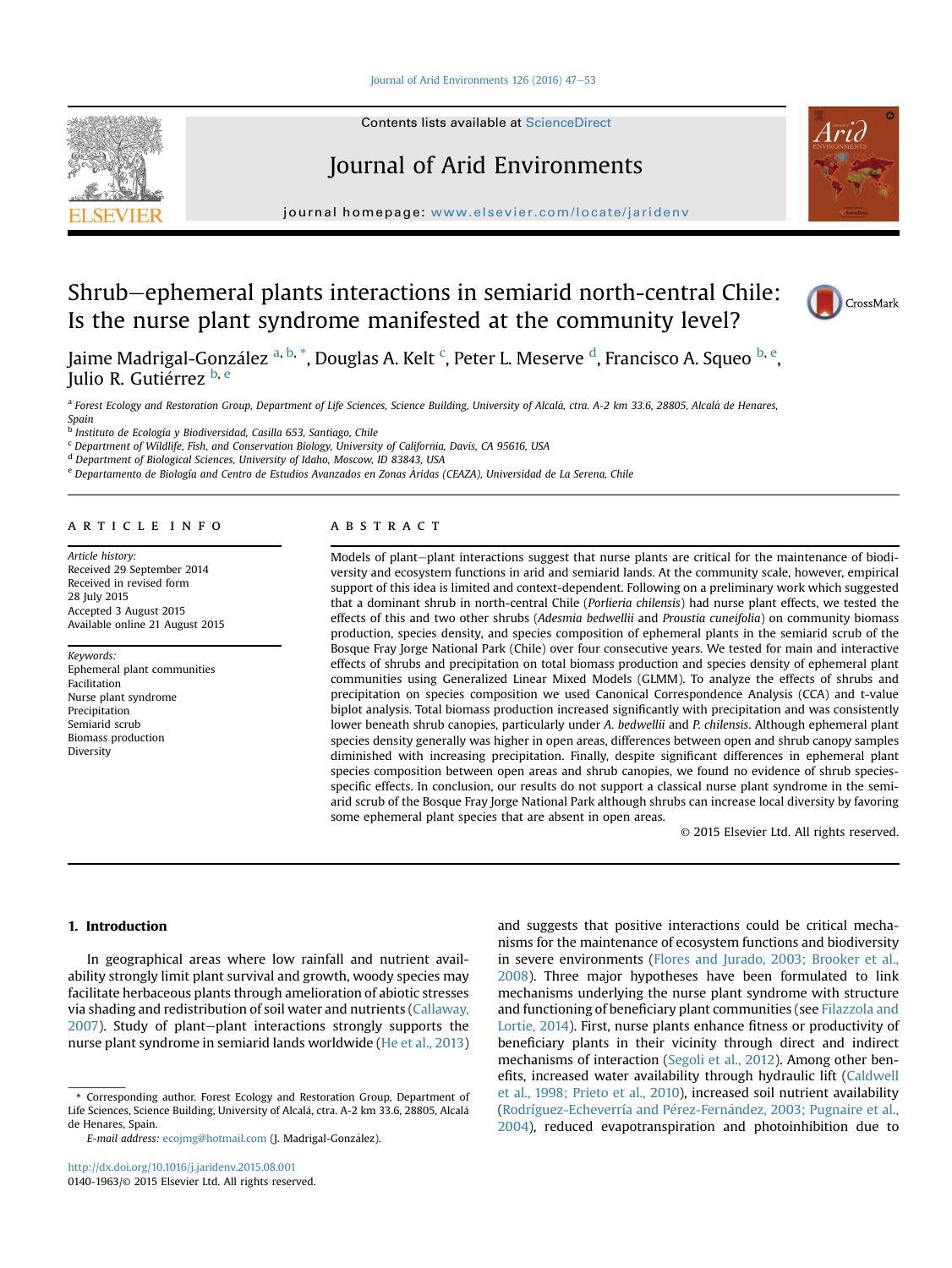# Shrub–ephemeral plants interactions in semiarid north-central Chile: Is the nurse plant syndrome manifested at the community level?

Jaime Madrigal-González [a, b, *], Douglas A. Kelt [c], Peter L. Meserve [d], Francisco A. Squeo [b, e], Julio R. Gutiérrez [b, e]

[a] Forest Ecology and Restoration Group, Department of Life Sciences, Science Building, University of Alcalá, ctra. A-2 km 33.6, 28805, Alcalá de Henares, Spain

[b] Instituto de Ecología y Biodiversidad, Casilla 653, Santiago, Chile

[c] Department of Wildlife, Fish, and Conservation Biology, University of California, Davis, CA 95616, USA

[d] Department of Biological Sciences, University of Idaho, Moscow, ID 83843, USA

[e] Departamento de Biología and Centro de Estudios Avanzados en Zonas Áridas (CEAZA), Universidad de La Serena, Chile

## ARTICLE INFO

*Article history:*
Received 29 September 2014
Received in revised form 28 July 2015
Accepted 3 August 2015
Available online 21 August 2015

*Keywords:*
Ephemeral plant communities
Facilitation
Nurse plant syndrome
Precipitation
Semiarid scrub
Biomass production
Diversity

## ABSTRACT

Models of plant–plant interactions suggest that nurse plants are critical for the maintenance of biodiversity and ecosystem functions in arid and semiarid lands. At the community scale, however, empirical support of this idea is limited and context-dependent. Following on a preliminary work which suggested that a dominant shrub in north-central Chile (*Porlieria chilensis*) had nurse plant effects, we tested the effects of this and two other shrubs (*Adesmia bedwellii* and *Proustia cuneifolia*) on community biomass production, species density, and species composition of ephemeral plants in the semiarid scrub of the Bosque Fray Jorge National Park (Chile) over four consecutive years. We tested for main and interactive effects of shrubs and precipitation on total biomass production and species density of ephemeral plant communities using Generalized Linear Mixed Models (GLMM). To analyze the effects of shrubs and precipitation on species composition we used Canonical Correspondence Analysis (CCA) and t-value biplot analysis. Total biomass production increased significantly with precipitation and was consistently lower beneath shrub canopies, particularly under *A. bedwellii* and *P. chilensis*. Although ephemeral plant species density generally was higher in open areas, differences between open and shrub canopy samples diminished with increasing precipitation. Finally, despite significant differences in ephemeral plant species composition between open areas and shrub canopies, we found no evidence of shrub species-specific effects. In conclusion, our results do not support a classical nurse plant syndrome in the semiarid scrub of the Bosque Fray Jorge National Park although shrubs can increase local diversity by favoring some ephemeral plant species that are absent in open areas.

© 2015 Elsevier Ltd. All rights reserved.

## 1. Introduction

In geographical areas where low rainfall and nutrient availability strongly limit plant survival and growth, woody species may facilitate herbaceous plants through amelioration of abiotic stresses via shading and redistribution of soil water and nutrients (Callaway, 2007). Study of plant–plant interactions strongly supports the nurse plant syndrome in semiarid lands worldwide (He et al., 2013) and suggests that positive interactions could be critical mechanisms for the maintenance of ecosystem functions and biodiversity in severe environments (Flores and Jurado, 2003; Brooker et al., 2008). Three major hypotheses have been formulated to link mechanisms underlying the nurse plant syndrome with structure and functioning of beneficiary plant communities (see Filazzola and Lortie, 2014). First, nurse plants enhance fitness or productivity of beneficiary plants in their vicinity through direct and indirect mechanisms of interaction (Segoli et al., 2012). Among other benefits, increased water availability through hydraulic lift (Caldwell et al., 1998; Prieto et al., 2010), increased soil nutrient availability (Rodríguez-Echeverría and Pérez-Fernández, 2003; Pugnaire et al., 2004), reduced evapotranspiration and photoinhibition due to

\* Corresponding author. Forest Ecology and Restoration Group, Department of Life Sciences, Science Building, University of Alcalá, ctra. A-2 km 33.6, 28805, Alcalá de Henares, Spain.

*E-mail address:* ecojmg@hotmail.com (J. Madrigal-González).

http://dx.doi.org/10.1016/j.jaridenv.2015.08.001
0140-1963/© 2015 Elsevier Ltd. All rights reserved.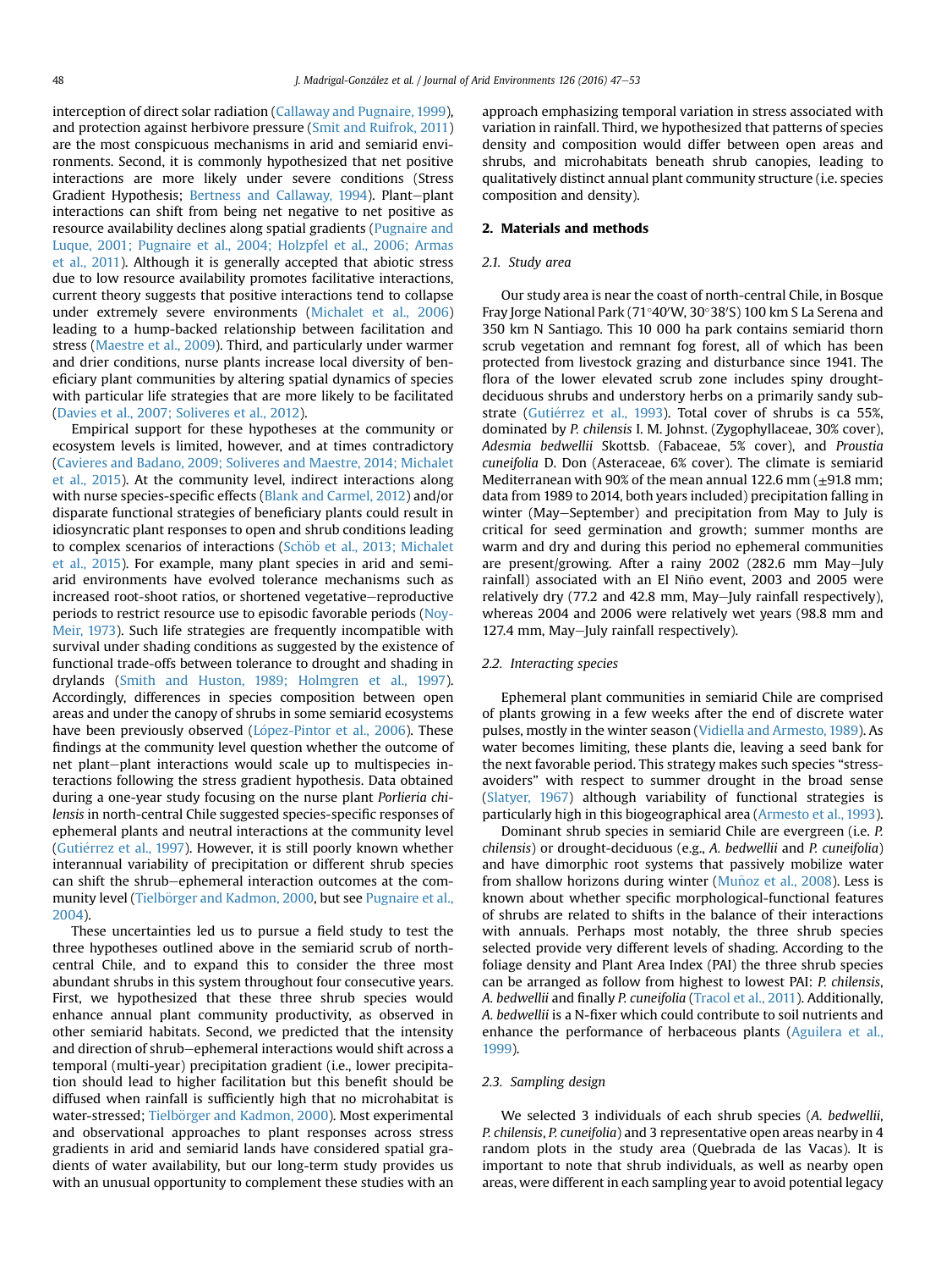interception of direct solar radiation (Callaway and Pugnaire, 1999), and protection against herbivore pressure (Smit and Ruifrok, 2011) are the most conspicuous mechanisms in arid and semiarid environments. Second, it is commonly hypothesized that net positive interactions are more likely under severe conditions (Stress Gradient Hypothesis; Bertness and Callaway, 1994). Plant–plant interactions can shift from being net negative to net positive as resource availability declines along spatial gradients (Pugnaire and Luque, 2001; Pugnaire et al., 2004; Holzpfel et al., 2006; Armas et al., 2011). Although it is generally accepted that abiotic stress due to low resource availability promotes facilitative interactions, current theory suggests that positive interactions tend to collapse under extremely severe environments (Michalet et al., 2006) leading to a hump-backed relationship between facilitation and stress (Maestre et al., 2009). Third, and particularly under warmer and drier conditions, nurse plants increase local diversity of beneficiary plant communities by altering spatial dynamics of species with particular life strategies that are more likely to be facilitated (Davies et al., 2007; Soliveres et al., 2012).

Empirical support for these hypotheses at the community or ecosystem levels is limited, however, and at times contradictory (Cavieres and Badano, 2009; Soliveres and Maestre, 2014; Michalet et al., 2015). At the community level, indirect interactions along with nurse species-specific effects (Blank and Carmel, 2012) and/or disparate functional strategies of beneficiary plants could result in idiosyncratic plant responses to open and shrub conditions leading to complex scenarios of interactions (Schöb et al., 2013; Michalet et al., 2015). For example, many plant species in arid and semiarid environments have evolved tolerance mechanisms such as increased root-shoot ratios, or shortened vegetative–reproductive periods to restrict resource use to episodic favorable periods (Noy-Meir, 1973). Such life strategies are frequently incompatible with survival under shading conditions as suggested by the existence of functional trade-offs between tolerance to drought and shading in drylands (Smith and Huston, 1989; Holmgren et al., 1997). Accordingly, differences in species composition between open areas and under the canopy of shrubs in some semiarid ecosystems have been previously observed (López-Pintor et al., 2006). These findings at the community level question whether the outcome of net plant–plant interactions would scale up to multispecies interactions following the stress gradient hypothesis. Data obtained during a one-year study focusing on the nurse plant *Porlieria chilensis* in north-central Chile suggested species-specific responses of ephemeral plants and neutral interactions at the community level (Gutiérrez et al., 1997). However, it is still poorly known whether interannual variability of precipitation or different shrub species can shift the shrub–ephemeral interaction outcomes at the community level (Tielbörger and Kadmon, 2000, but see Pugnaire et al., 2004).

These uncertainties led us to pursue a field study to test the three hypotheses outlined above in the semiarid scrub of north-central Chile, and to expand this to consider the three most abundant shrubs in this system throughout four consecutive years. First, we hypothesized that these three shrub species would enhance annual plant community productivity, as observed in other semiarid habitats. Second, we predicted that the intensity and direction of shrub–ephemeral interactions would shift across a temporal (multi-year) precipitation gradient (i.e., lower precipitation should lead to higher facilitation but this benefit should be diffused when rainfall is sufficiently high that no microhabitat is water-stressed; Tielbörger and Kadmon, 2000). Most experimental and observational approaches to plant responses across stress gradients in arid and semiarid lands have considered spatial gradients of water availability, but our long-term study provides us with an unusual opportunity to complement these studies with an approach emphasizing temporal variation in stress associated with variation in rainfall. Third, we hypothesized that patterns of species density and composition would differ between open areas and shrubs, and microhabitats beneath shrub canopies, leading to qualitatively distinct annual plant community structure (i.e. species composition and density).

## 2. Materials and methods

### 2.1. Study area

Our study area is near the coast of north-central Chile, in Bosque Fray Jorge National Park (71°40′W, 30°38′S) 100 km S La Serena and 350 km N Santiago. This 10 000 ha park contains semiarid thorn scrub vegetation and remnant fog forest, all of which has been protected from livestock grazing and disturbance since 1941. The flora of the lower elevated scrub zone includes spiny drought-deciduous shrubs and understory herbs on a primarily sandy substrate (Gutiérrez et al., 1993). Total cover of shrubs is ca 55%, dominated by *P. chilensis* I. M. Johnst. (Zygophyllaceae, 30% cover), *Adesmia bedwellii* Skottsb. (Fabaceae, 5% cover), and *Proustia cuneifolia* D. Don (Asteraceae, 6% cover). The climate is semiarid Mediterranean with 90% of the mean annual 122.6 mm (±91.8 mm; data from 1989 to 2014, both years included) precipitation falling in winter (May–September) and precipitation from May to July is critical for seed germination and growth; summer months are warm and dry and during this period no ephemeral communities are present/growing. After a rainy 2002 (282.6 mm May–July rainfall) associated with an El Niño event, 2003 and 2005 were relatively dry (77.2 and 42.8 mm, May–July rainfall respectively), whereas 2004 and 2006 were relatively wet years (98.8 mm and 127.4 mm, May–July rainfall respectively).

### 2.2. Interacting species

Ephemeral plant communities in semiarid Chile are comprised of plants growing in a few weeks after the end of discrete water pulses, mostly in the winter season (Vidiella and Armesto, 1989). As water becomes limiting, these plants die, leaving a seed bank for the next favorable period. This strategy makes such species "stress-avoiders" with respect to summer drought in the broad sense (Slatyer, 1967) although variability of functional strategies is particularly high in this biogeographical area (Armesto et al., 1993).

Dominant shrub species in semiarid Chile are evergreen (i.e. *P. chilensis*) or drought-deciduous (e.g., *A. bedwellii* and *P. cuneifolia*) and have dimorphic root systems that passively mobilize water from shallow horizons during winter (Muñoz et al., 2008). Less is known about whether specific morphological-functional features of shrubs are related to shifts in the balance of their interactions with annuals. Perhaps most notably, the three shrub species selected provide very different levels of shading. According to the foliage density and Plant Area Index (PAI) the three shrub species can be arranged as follow from highest to lowest PAI: *P. chilensis*, *A. bedwellii* and finally *P. cuneifolia* (Tracol et al., 2011). Additionally, *A. bedwellii* is a N-fixer which could contribute to soil nutrients and enhance the performance of herbaceous plants (Aguilera et al., 1999).

### 2.3. Sampling design

We selected 3 individuals of each shrub species (*A. bedwellii*, *P. chilensis*, *P. cuneifolia*) and 3 representative open areas nearby in 4 random plots in the study area (Quebrada de las Vacas). It is important to note that shrub individuals, as well as nearby open areas, were different in each sampling year to avoid potential legacy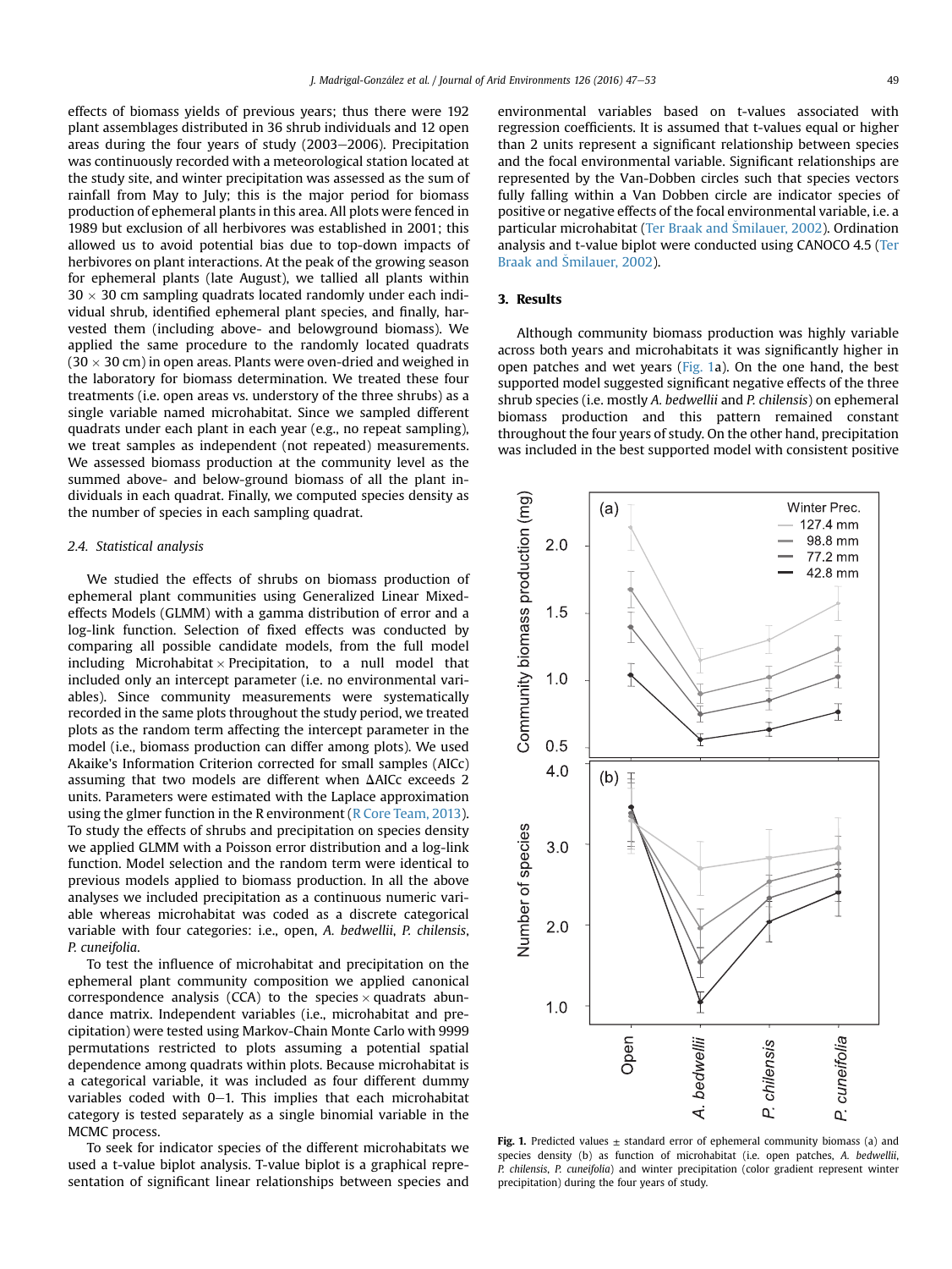effects of biomass yields of previous years; thus there were 192 plant assemblages distributed in 36 shrub individuals and 12 open areas during the four years of study (2003–2006). Precipitation was continuously recorded with a meteorological station located at the study site, and winter precipitation was assessed as the sum of rainfall from May to July; this is the major period for biomass production of ephemeral plants in this area. All plots were fenced in 1989 but exclusion of all herbivores was established in 2001; this allowed us to avoid potential bias due to top-down impacts of herbivores on plant interactions. At the peak of the growing season for ephemeral plants (late August), we tallied all plants within $30 \times 30$ cm sampling quadrats located randomly under each individual shrub, identified ephemeral plant species, and finally, harvested them (including above- and belowground biomass). We applied the same procedure to the randomly located quadrats ($30 \times 30$ cm) in open areas. Plants were oven-dried and weighed in the laboratory for biomass determination. We treated these four treatments (i.e. open areas vs. understory of the three shrubs) as a single variable named microhabitat. Since we sampled different quadrats under each plant in each year (e.g., no repeat sampling), we treat samples as independent (not repeated) measurements. We assessed biomass production at the community level as the summed above- and below-ground biomass of all the plant individuals in each quadrat. Finally, we computed species density as the number of species in each sampling quadrat.

### 2.4. Statistical analysis

We studied the effects of shrubs on biomass production of ephemeral plant communities using Generalized Linear Mixed-effects Models (GLMM) with a gamma distribution of error and a log-link function. Selection of fixed effects was conducted by comparing all possible candidate models, from the full model including Microhabitat $\times$ Precipitation, to a null model that included only an intercept parameter (i.e. no environmental variables). Since community measurements were systematically recorded in the same plots throughout the study period, we treated plots as the random term affecting the intercept parameter in the model (i.e., biomass production can differ among plots). We used Akaike's Information Criterion corrected for small samples (AICc) assuming that two models are different when $\Delta$AICc exceeds 2 units. Parameters were estimated with the Laplace approximation using the glmer function in the R environment (R Core Team, 2013). To study the effects of shrubs and precipitation on species density we applied GLMM with a Poisson error distribution and a log-link function. Model selection and the random term were identical to previous models applied to biomass production. In all the above analyses we included precipitation as a continuous numeric variable whereas microhabitat was coded as a discrete categorical variable with four categories: i.e., open, *A. bedwellii*, *P. chilensis*, *P. cuneifolia*.

To test the influence of microhabitat and precipitation on the ephemeral plant community composition we applied canonical correspondence analysis (CCA) to the species $\times$ quadrats abundance matrix. Independent variables (i.e., microhabitat and precipitation) were tested using Markov-Chain Monte Carlo with 9999 permutations restricted to plots assuming a potential spatial dependence among quadrats within plots. Because microhabitat is a categorical variable, it was included as four different dummy variables coded with 0–1. This implies that each microhabitat category is tested separately as a single binomial variable in the MCMC process.

To seek for indicator species of the different microhabitats we used a t-value biplot analysis. T-value biplot is a graphical representation of significant linear relationships between species and environmental variables based on t-values associated with regression coefficients. It is assumed that t-values equal or higher than 2 units represent a significant relationship between species and the focal environmental variable. Significant relationships are represented by the Van-Dobben circles such that species vectors fully falling within a Van Dobben circle are indicator species of positive or negative effects of the focal environmental variable, i.e. a particular microhabitat (Ter Braak and Šmilauer, 2002). Ordination analysis and t-value biplot were conducted using CANOCO 4.5 (Ter Braak and Šmilauer, 2002).

## 3. Results

Although community biomass production was highly variable across both years and microhabitats it was significantly higher in open patches and wet years (Fig. 1a). On the one hand, the best supported model suggested significant negative effects of the three shrub species (i.e. mostly *A. bedwellii* and *P. chilensis*) on ephemeral biomass production and this pattern remained constant throughout the four years of study. On the other hand, precipitation was included in the best supported model with consistent positive

**Fig. 1.** Predicted values $\pm$ standard error of ephemeral community biomass (a) and species density (b) as function of microhabitat (i.e. open patches, *A. bedwellii*, *P. chilensis*, *P. cuneifolia*) and winter precipitation (color gradient represent winter precipitation) during the four years of study.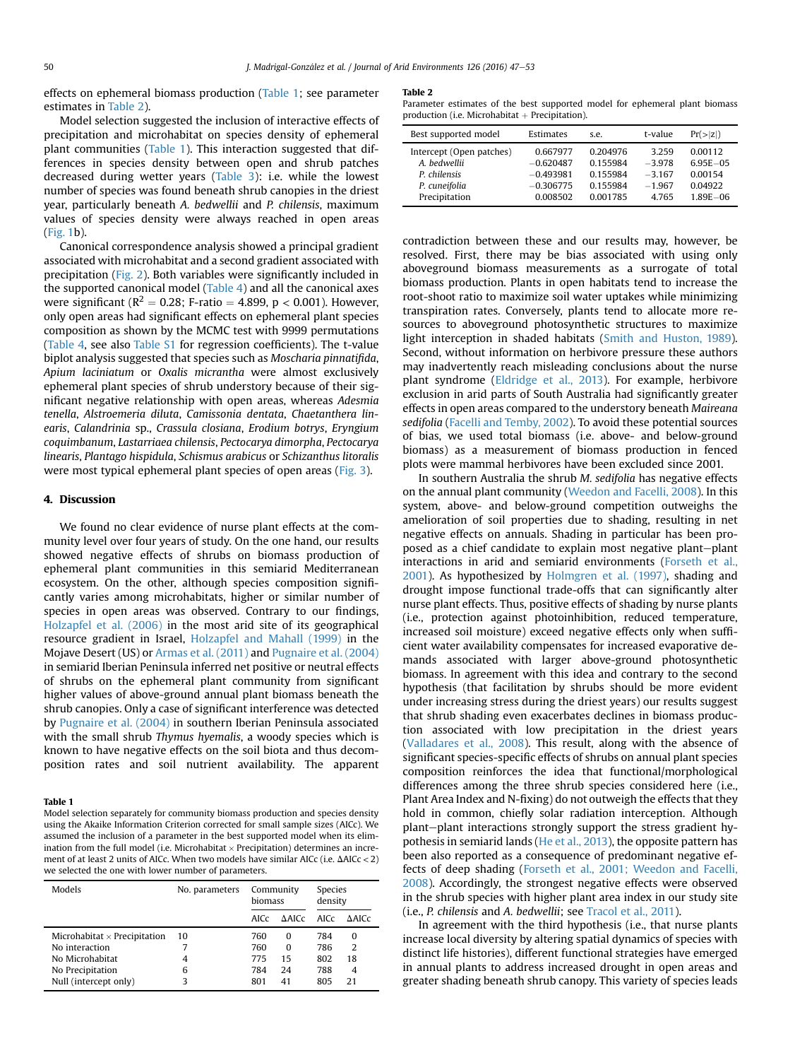effects on ephemeral biomass production (Table 1; see parameter estimates in Table 2).

Model selection suggested the inclusion of interactive effects of precipitation and microhabitat on species density of ephemeral plant communities (Table 1). This interaction suggested that differences in species density between open and shrub patches decreased during wetter years (Table 3): i.e. while the lowest number of species was found beneath shrub canopies in the driest year, particularly beneath *A. bedwellii* and *P. chilensis*, maximum values of species density were always reached in open areas (Fig. 1b).

Canonical correspondence analysis showed a principal gradient associated with microhabitat and a second gradient associated with precipitation (Fig. 2). Both variables were significantly included in the supported canonical model (Table 4) and all the canonical axes were significant ($R^2 = 0.28$; F-ratio $= 4.899$, $p < 0.001$). However, only open areas had significant effects on ephemeral plant species composition as shown by the MCMC test with 9999 permutations (Table 4, see also Table S1 for regression coefficients). The t-value biplot analysis suggested that species such as *Moscharia pinnatifida*, *Apium laciniatum* or *Oxalis micrantha* were almost exclusively ephemeral plant species of shrub understory because of their significant negative relationship with open areas, whereas *Adesmia tenella*, *Alstroemeria diluta*, *Camissonia dentata*, *Chaetanthera linearis*, *Calandrinia* sp., *Crassula closiana*, *Erodium botrys*, *Eryngium coquimbanum*, *Lastarriaea chilensis*, *Pectocarya dimorpha*, *Pectocarya linearis*, *Plantago hispidula*, *Schismus arabicus* or *Schizanthus litoralis* were most typical ephemeral plant species of open areas (Fig. 3).

## 4. Discussion

We found no clear evidence of nurse plant effects at the community level over four years of study. On the one hand, our results showed negative effects of shrubs on biomass production of ephemeral plant communities in this semiarid Mediterranean ecosystem. On the other, although species composition significantly varies among microhabitats, higher or similar number of species in open areas was observed. Contrary to our findings, Holzapfel et al. (2006) in the most arid site of its geographical resource gradient in Israel, Holzapfel and Mahall (1999) in the Mojave Desert (US) or Armas et al. (2011) and Pugnaire et al. (2004) in semiarid Iberian Peninsula inferred net positive or neutral effects of shrubs on the ephemeral plant community from significant higher values of above-ground annual plant biomass beneath the shrub canopies. Only a case of significant interference was detected by Pugnaire et al. (2004) in southern Iberian Peninsula associated with the small shrub *Thymus hyemalis*, a woody species which is known to have negative effects on the soil biota and thus decomposition rates and soil nutrient availability. The apparent contradiction between these and our results may, however, be resolved. First, there may be bias associated with using only aboveground biomass measurements as a surrogate of total biomass production. Plants in open habitats tend to increase the root-shoot ratio to maximize soil water uptakes while minimizing transpiration rates. Conversely, plants tend to allocate more resources to aboveground photosynthetic structures to maximize light interception in shaded habitats (Smith and Huston, 1989). Second, without information on herbivore pressure these authors may inadvertently reach misleading conclusions about the nurse plant syndrome (Eldridge et al., 2013). For example, herbivore exclusion in arid parts of South Australia had significantly greater effects in open areas compared to the understory beneath *Maireana sedifolia* (Facelli and Temby, 2002). To avoid these potential sources of bias, we used total biomass (i.e. above- and below-ground biomass) as a measurement of biomass production in fenced plots were mammal herbivores have been excluded since 2001.

In southern Australia the shrub *M. sedifolia* has negative effects on the annual plant community (Weedon and Facelli, 2008). In this system, above- and below-ground competition outweighs the amelioration of soil properties due to shading, resulting in net negative effects on annuals. Shading in particular has been proposed as a chief candidate to explain most negative plant–plant interactions in arid and semiarid environments (Forseth et al., 2001). As hypothesized by Holmgren et al. (1997), shading and drought impose functional trade-offs that can significantly alter nurse plant effects. Thus, positive effects of shading by nurse plants (i.e., protection against photoinhibition, reduced temperature, increased soil moisture) exceed negative effects only when sufficient water availability compensates for increased evaporative demands associated with larger above-ground photosynthetic biomass. In agreement with this idea and contrary to the second hypothesis (that facilitation by shrubs should be more evident under increasing stress during the driest years) our results suggest that shrub shading even exacerbates declines in biomass production associated with low precipitation in the driest years (Valladares et al., 2008). This result, along with the absence of significant species-specific effects of shrubs on annual plant species composition reinforces the idea that functional/morphological differences among the three shrub species considered here (i.e., Plant Area Index and N-fixing) do not outweigh the effects that they hold in common, chiefly solar radiation interception. Although plant–plant interactions strongly support the stress gradient hypothesis in semiarid lands (He et al., 2013), the opposite pattern has been also reported as a consequence of predominant negative effects of deep shading (Forseth et al., 2001; Weedon and Facelli, 2008). Accordingly, the strongest negative effects were observed in the shrub species with higher plant area index in our study site (i.e., *P. chilensis* and *A. bedwellii*; see Tracol et al., 2011).

In agreement with the third hypothesis (i.e., that nurse plants increase local diversity by altering spatial dynamics of species with distinct life histories), different functional strategies have emerged in annual plants to address increased drought in open areas and greater shading beneath shrub canopy. This variety of species leads

**Table 1**
Model selection separately for community biomass production and species density using the Akaike Information Criterion corrected for small sample sizes (AICc). We assumed the inclusion of a parameter in the best supported model when its elimination from the full model (i.e. Microhabitat × Precipitation) determines an increment of at least 2 units of AICc. When two models have similar AICc (i.e. ΔAICc < 2) we selected the one with lower number of parameters.

| Models | No. parameters | Community biomass | | Species density | |
|---|---|---|---|---|---|
| | | AICc | ΔAICc | AICc | ΔAICc |
| Microhabitat × Precipitation | 10 | 760 | 0 | 784 | 0 |
| No interaction | 7 | 760 | 0 | 786 | 2 |
| No Microhabitat | 4 | 775 | 15 | 802 | 18 |
| No Precipitation | 6 | 784 | 24 | 788 | 4 |
| Null (intercept only) | 3 | 801 | 41 | 805 | 21 |

**Table 2**
Parameter estimates of the best supported model for ephemeral plant biomass production (i.e. Microhabitat + Precipitation).

| Best supported model | Estimates | s.e. | t-value | Pr(>\|z\|) |
|---|---|---|---|---|
| Intercept (Open patches) | 0.667977 | 0.204976 | 3.259 | 0.00112 |
| *A. bedwellii* | −0.620487 | 0.155984 | −3.978 | 6.95E−05 |
| *P. chilensis* | −0.493981 | 0.155984 | −3.167 | 0.00154 |
| *P. cuneifolia* | −0.306775 | 0.155984 | −1.967 | 0.04922 |
| Precipitation | 0.008502 | 0.001785 | 4.765 | 1.89E−06 |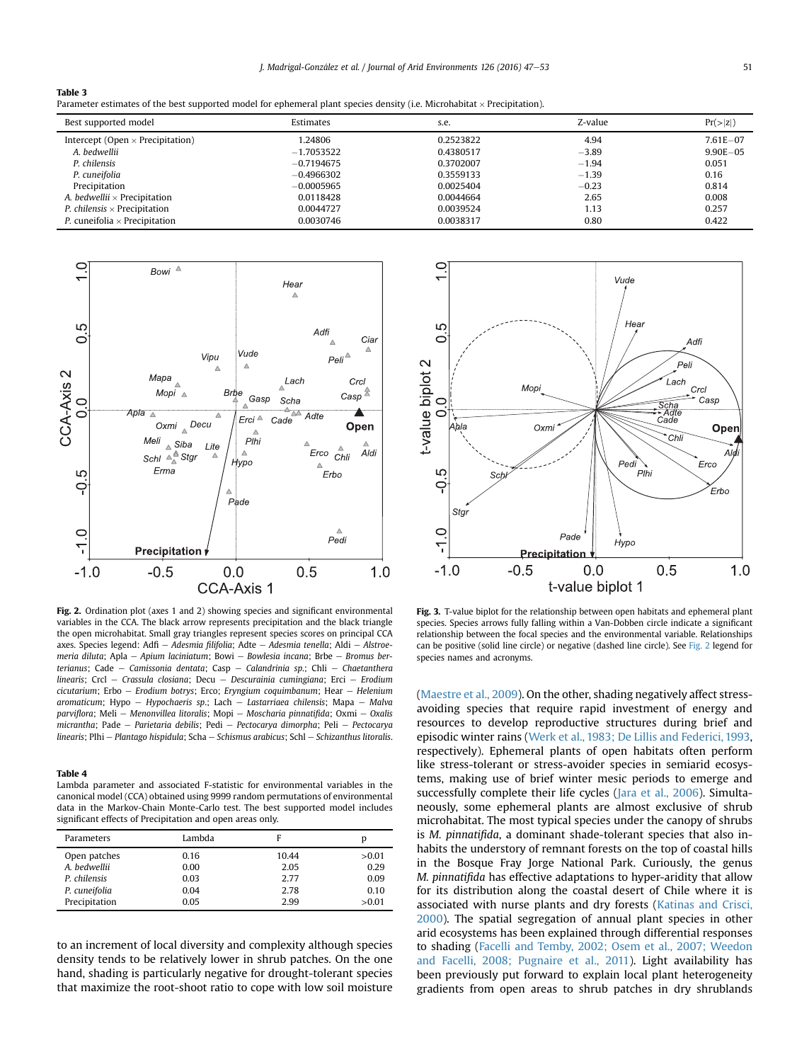**Table 3**
Parameter estimates of the best supported model for ephemeral plant species density (i.e. Microhabitat × Precipitation).

| Best supported model | Estimates | s.e. | Z-value | Pr(>\|z\|) |
|---|---|---|---|---|
| Intercept (Open × Precipitation) | 1.24806 | 0.2523822 | 4.94 | 7.61E−07 |
| *A. bedwellii* | −1.7053522 | 0.4380517 | −3.89 | 9.90E−05 |
| *P. chilensis* | −0.7194675 | 0.3702007 | −1.94 | 0.051 |
| *P. cuneifolia* | −0.4966302 | 0.3559133 | −1.39 | 0.16 |
| Precipitation | −0.0005965 | 0.0025404 | −0.23 | 0.814 |
| *A. bedwellii* × Precipitation | 0.0118428 | 0.0044664 | 2.65 | 0.008 |
| *P. chilensis* × Precipitation | 0.0044727 | 0.0039524 | 1.13 | 0.257 |
| *P.* cuneifolia × Precipitation | 0.0030746 | 0.0038317 | 0.80 | 0.422 |

**Fig. 2.** Ordination plot (axes 1 and 2) showing species and significant environmental variables in the CCA. The black arrow represents precipitation and the black triangle the open microhabitat. Small gray triangles represent species scores on principal CCA axes. Species legend: Adfi – *Adesmia filifolia*; Adte – *Adesmia tenella*; Aldi – *Alstroemeria diluta*; Apla – *Apium laciniatum*; Bowi – *Bowlesia incana*; Brbe – *Bromus berterianus*; Cade – *Camissonia dentata*; Casp – *Calandrinia sp.*; Chli – *Chaetanthera linearis*; Crcl – *Crassula closiana*; Decu – *Descurainia cumingiana*; Erci – *Erodium cicutarium*; Erbo – *Erodium botrys*; Erco; *Eryngium coquimbanum*; Hear – *Helenium aromaticum*; Hypo – *Hypochaeris sp.*; Lach – *Lastarriaea chilensis*; Mapa – *Malva parviflora*; Meli – *Menonvillea litoralis*; Mopi – *Moscharia pinnatifida*; Oxmi – *Oxalis micrantha*; Pade – *Parietaria debilis*; Pedi – *Pectocarya dimorpha*; Peli – *Pectocarya linearis*; Plhi – *Plantago hispidula*; Scha – *Schismus arabicus*; Schl – *Schizanthus litoralis*.

**Fig. 3.** T-value biplot for the relationship between open habitats and ephemeral plant species. Species arrows fully falling within a Van-Dobben circle indicate a significant relationship between the focal species and the environmental variable. Relationships can be positive (solid line circle) or negative (dashed line circle). See Fig. 2 legend for species names and acronyms.

**Table 4**
Lambda parameter and associated F-statistic for environmental variables in the canonical model (CCA) obtained using 9999 random permutations of environmental data in the Markov-Chain Monte-Carlo test. The best supported model includes significant effects of Precipitation and open areas only.

| Parameters | Lambda | F | p |
|---|---|---|---|
| Open patches | 0.16 | 10.44 | >0.01 |
| *A. bedwellii* | 0.00 | 2.05 | 0.29 |
| *P. chilensis* | 0.03 | 2.77 | 0.09 |
| *P. cuneifolia* | 0.04 | 2.78 | 0.10 |
| Precipitation | 0.05 | 2.99 | >0.01 |

to an increment of local diversity and complexity although species density tends to be relatively lower in shrub patches. On the one hand, shading is particularly negative for drought-tolerant species that maximize the root-shoot ratio to cope with low soil moisture (Maestre et al., 2009). On the other, shading negatively affect stress-avoiding species that require rapid investment of energy and resources to develop reproductive structures during brief and episodic winter rains (Werk et al., 1983; De Lillis and Federici, 1993, respectively). Ephemeral plants of open habitats often perform like stress-tolerant or stress-avoider species in semiarid ecosystems, making use of brief winter mesic periods to emerge and successfully complete their life cycles (Jara et al., 2006). Simultaneously, some ephemeral plants are almost exclusive of shrub microhabitat. The most typical species under the canopy of shrubs is *M. pinnatifida*, a dominant shade-tolerant species that also inhabits the understory of remnant forests on the top of coastal hills in the Bosque Fray Jorge National Park. Curiously, the genus *M. pinnatifida* has effective adaptations to hyper-aridity that allow for its distribution along the coastal desert of Chile where it is associated with nurse plants and dry forests (Katinas and Crisci, 2000). The spatial segregation of annual plant species in other arid ecosystems has been explained through differential responses to shading (Facelli and Temby, 2002; Osem et al., 2007; Weedon and Facelli, 2008; Pugnaire et al., 2011). Light availability has been previously put forward to explain local plant heterogeneity gradients from open areas to shrub patches in dry shrublands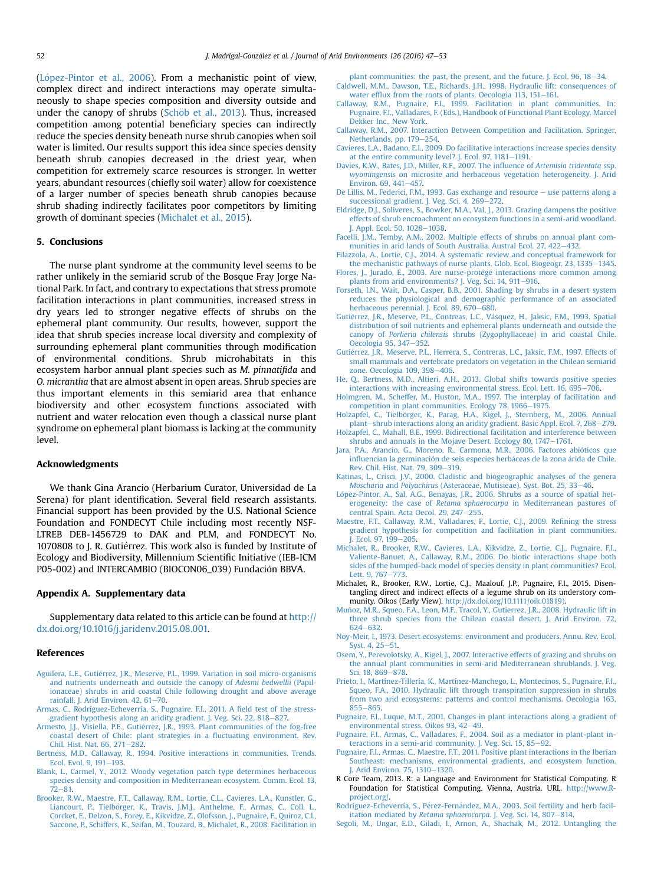(López-Pintor et al., 2006). From a mechanistic point of view, complex direct and indirect interactions may operate simultaneously to shape species composition and diversity outside and under the canopy of shrubs (Schöb et al., 2013). Thus, increased competition among potential beneficiary species can indirectly reduce the species density beneath nurse shrub canopies when soil water is limited. Our results support this idea since species density beneath shrub canopies decreased in the driest year, when competition for extremely scarce resources is stronger. In wetter years, abundant resources (chiefly soil water) allow for coexistence of a larger number of species beneath shrub canopies because shrub shading indirectly facilitates poor competitors by limiting growth of dominant species (Michalet et al., 2015).

## 5. Conclusions

The nurse plant syndrome at the community level seems to be rather unlikely in the semiarid scrub of the Bosque Fray Jorge National Park. In fact, and contrary to expectations that stress promote facilitation interactions in plant communities, increased stress in dry years led to stronger negative effects of shrubs on the ephemeral plant community. Our results, however, support the idea that shrub species increase local diversity and complexity of surrounding ephemeral plant communities through modification of environmental conditions. Shrub microhabitats in this ecosystem harbor annual plant species such as *M. pinnatifida* and *O. micrantha* that are almost absent in open areas. Shrub species are thus important elements in this semiarid area that enhance biodiversity and other ecosystem functions associated with nutrient and water relocation even though a classical nurse plant syndrome on ephemeral plant biomass is lacking at the community level.

## Acknowledgments

We thank Gina Arancio (Herbarium Curator, Universidad de La Serena) for plant identification. Several field research assistants. Financial support has been provided by the U.S. National Science Foundation and FONDECYT Chile including most recently NSF-LTREB DEB-1456729 to DAK and PLM, and FONDECYT No. 1070808 to J. R. Gutiérrez. This work also is funded by Institute of Ecology and Biodiversity, Millennium Scientific Initiative (IEB-ICM P05-002) and INTERCAMBIO (BIOCON06_039) Fundación BBVA.

## Appendix A. Supplementary data

Supplementary data related to this article can be found at http://dx.doi.org/10.1016/j.jaridenv.2015.08.001.

## References

Aguilera, L.E., Gutiérrez, J.R., Meserve, P.L., 1999. Variation in soil micro-organisms and nutrients underneath and outside the canopy of *Adesmi bedwellii* (Papilionaceae) shrubs in arid coastal Chile following drought and above average rainfall. J. Arid Environ. 42, 61–70.

Armas, C., Rodríguez-Echeverría, S., Pugnaire, F.I., 2011. A field test of the stress-gradient hypothesis along an aridity gradient. J. Veg. Sci. 22, 818–827.

Armesto, J.J., Visiella, P.E., Gutiérrez, J.R., 1993. Plant communities of the fog-free coastal desert of Chile: plant strategies in a fluctuating environment. Rev. Chil. Hist. Nat. 66, 271–282.

Bertness, M.D., Callaway, R., 1994. Positive interactions in communities. Trends. Ecol. Evol. 9, 191–193.

Blank, L., Carmel, Y., 2012. Woody vegetation patch type determines herbaceous species density and composition in Mediterranean ecosystem. Comm. Ecol. 13, 72–81.

Brooker, R.W., Maestre, F.T., Callaway, R.M., Lortie, C.L., Cavieres, L.A., Kunstler, G., Liancourt, P., Tielbörger, K., Travis, J.M.J., Anthelme, F., Armas, C., Coll, L., Corcket, E., Delzon, S., Forey, E., Kikvidze, Z., Olofsson, J., Pugnaire, F., Quiroz, C.L., Saccone, P., Schiffers, K., Seifan, M., Touzard, B., Michalet, R., 2008. Facilitation in plant communities: the past, the present, and the future. J. Ecol. 96, 18–34.

Caldwell, M.M., Dawson, T.E., Richards, J.H., 1998. Hydraulic lift: consequences of water efflux from the roots of plants. Oecologia 113, 151–161.

Callaway, R.M., Pugnaire, F.I., 1999. Facilitation in plant communities. In: Pugnaire, F.I., Valladares, F. (Eds.), Handbook of Functional Plant Ecology. Marcel Dekker Inc., New York.

Callaway, R.M., 2007. Interaction Between Competition and Facilitation. Springer, Netherlands, pp. 179–254.

Cavieres, L.A., Badano, E.I., 2009. Do facilitative interactions increase species density at the entire community level? J. Ecol. 97, 1181–1191.

Davies, K.W., Bates, J.D., Miller, R.F., 2007. The influence of *Artemisia tridentata* ssp. *wyomingensis* on microsite and herbaceous vegetation heterogeneity. J. Arid Environ. 69, 441–457.

De Lillis, M., Federici, F.M., 1993. Gas exchange and resource – use patterns along a successional gradient. J. Veg. Sci. 4, 269–272.

Eldridge, D.J., Soliveres, S., Bowker, M.A., Val, J., 2013. Grazing dampens the positive effects of shrub encroachment on ecosystem functions in a semi-arid woodland. J. Appl. Ecol. 50, 1028–1038.

Facelli, J.M., Temby, A.M., 2002. Multiple effects of shrubs on annual plant communities in arid lands of South Australia. Austral Ecol. 27, 422–432.

Filazzola, A., Lortie, C.J., 2014. A systematic review and conceptual framework for the mechanistic pathways of nurse plants. Glob. Ecol. Biogeogr. 23, 1335–1345.

Flores, J., Jurado, E., 2003. Are nurse-protégé interactions more common among plants from arid environments? J. Veg. Sci. 14, 911–916.

Forseth, I.N., Wait, D.A., Casper, B.B., 2001. Shading by shrubs in a desert system reduces the physiological and demographic performance of an associated herbaceous perennial. J. Ecol. 89, 670–680.

Gutiérrez, J.R., Meserve, P.L., Contreas, L.C., Vásquez, H., Jaksic, F.M., 1993. Spatial distribution of soil nutrients and ephemeral plants underneath and outside the canopy of *Porlieria chilensis* shrubs (Zygophyllaceae) in arid coastal Chile. Oecologia 95, 347–352.

Gutiérrez, J.R., Meserve, P.L., Herrera, S., Contreras, L.C., Jaksic, F.M., 1997. Effects of small mammals and vertebrate predators on vegetation in the Chilean semiarid zone. Oecologia 109, 398–406.

He, Q., Bertness, M.D., Altieri, A.H., 2013. Global shifts towards positive species interactions with increasing environmental stress. Ecol. Lett. 16, 695–706.

Holmgren, M., Scheffer, M., Huston, M.A., 1997. The interplay of facilitation and competition in plant communities. Ecology 78, 1966–1975.

Holzapfel, C., Tielbörger, K., Parag, H.A., Kigel, J., Sternberg, M., 2006. Annual plant–shrub interactions along an aridity gradient. Basic Appl. Ecol. 7, 268–279.

Holzapfel, C., Mahall, B.E., 1999. Bidirectional facilitation and interference between shrubs and annuals in the Mojave Desert. Ecology 80, 1747–1761.

Jara, P.A., Arancio, G., Moreno, R., Carmona, M.R., 2006. Factores abióticos que influencian la germinación de seis especies herbáceas de la zona árida de Chile. Rev. Chil. Hist. Nat. 79, 309–319.

Katinas, L., Crisci, J.V., 2000. Cladistic and biogeographic analyses of the genera *Moscharia* and *Polyachirus* (Asteraceae, Mutisieae). Syst. Bot. 25, 33–46.

López-Pintor, A., Sal, A.G., Benayas, J.R., 2006. Shrubs as a source of spatial heterogeneity: the case of *Retama sphaerocarpa* in Mediterranean pastures of central Spain. Acta Oecol. 29, 247–255.

Maestre, F.T., Callaway, R.M., Valladares, F., Lortie, C.J., 2009. Refining the stress gradient hypothesis for competition and facilitation in plant communities. J. Ecol. 97, 199–205.

Michalet, R., Brooker, R.W., Cavieres, L.A., Kikvidze, Z., Lortie, C.J., Pugnaire, F.I., Valiente-Banuet, A., Callaway, R.M., 2006. Do biotic interactions shape both sides of the humped-back model of species density in plant communities? Ecol. Lett. 9, 767–773.

Michalet, R., Brooker, R.W., Lortie, C.J., Maalouf, J.P., Pugnaire, F.I., 2015. Disentangling direct and indirect effects of a legume shrub on its understory community. Oikos (Early View). http://dx.doi.org/10.1111/oik.01819.

Muñoz, M.R., Squeo, F.A., Leon, M.F., Tracol, Y., Gutierrez, J.R., 2008. Hydraulic lift in three shrub species from the Chilean coastal desert. J. Arid Environ. 72, 624–632.

Noy-Meir, I., 1973. Desert ecosystems: environment and producers. Annu. Rev. Ecol. Syst. 4, 25–51.

Osem, Y., Perevolotsky, A., Kigel, J., 2007. Interactive effects of grazing and shrubs on the annual plant communities in semi-arid Mediterranean shrublands. J. Veg. Sci. 18, 869–878.

Prieto, I., Martínez-Tillería, K., Martínez-Manchego, L., Montecinos, S., Pugnaire, F.I., Squeo, F.A., 2010. Hydraulic lift through transpiration suppression in shrubs from two arid ecosystems: patterns and control mechanisms. Oecologia 163, 855–865.

Pugnaire, F.I., Luque, M.T., 2001. Changes in plant interactions along a gradient of environmental stress. Oikos 93, 42–49.

Pugnaire, F.I., Armas, C., Valladares, F., 2004. Soil as a mediator in plant-plant interactions in a semi-arid community. J. Veg. Sci. 15, 85–92.

Pugnaire, F.I., Armas, C., Maestre, F.T., 2011. Positive plant interactions in the Iberian Southeast: mechanisms, environmental gradients, and ecosystem function. J. Arid Environ. 75, 1310–1320.

R Core Team, 2013. R: a Language and Environment for Statistical Computing. R Foundation for Statistical Computing, Vienna, Austria. URL. http://www.R-project.org/.

Rodríguez-Echeverría, S., Pérez-Fernández, M.A., 2003. Soil fertility and herb facilitation mediated by *Retama sphaerocarpa*. J. Veg. Sci. 14, 807–814.

Segoli, M., Ungar, E.D., Giladi, I., Arnon, A., Shachak, M., 2012. Untangling the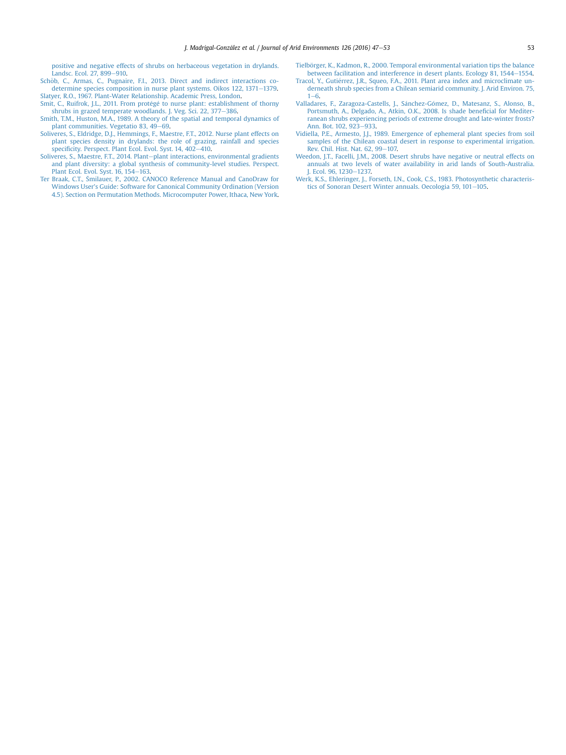positive and negative effects of shrubs on herbaceous vegetation in drylands. Landsc. Ecol. 27, 899–910.

Schöb, C., Armas, C., Pugnaire, F.I., 2013. Direct and indirect interactions co-determine species composition in nurse plant systems. Oikos 122, 1371–1379.

Slatyer, R.O., 1967. Plant-Water Relationship. Academic Press, London.

Smit, C., Ruifrok, J.L., 2011. From protégé to nurse plant: establishment of thorny shrubs in grazed temperate woodlands. J. Veg. Sci. 22, 377–386.

Smith, T.M., Huston, M.A., 1989. A theory of the spatial and temporal dynamics of plant communities. Vegetatio 83, 49–69.

Soliveres, S., Eldridge, D.J., Hemmings, F., Maestre, F.T., 2012. Nurse plant effects on plant species density in drylands: the role of grazing, rainfall and species specificity. Perspect. Plant Ecol. Evol. Syst. 14, 402–410.

Soliveres, S., Maestre, F.T., 2014. Plant–plant interactions, environmental gradients and plant diversity: a global synthesis of community-level studies. Perspect. Plant Ecol. Evol. Syst. 16, 154–163.

Ter Braak, C.T., Smilauer, P., 2002. CANOCO Reference Manual and CanoDraw for Windows User's Guide: Software for Canonical Community Ordination (Version 4.5). Section on Permutation Methods. Microcomputer Power, Ithaca, New York.

Tielbörger, K., Kadmon, R., 2000. Temporal environmental variation tips the balance between facilitation and interference in desert plants. Ecology 81, 1544–1554.

Tracol, Y., Gutiérrez, J.R., Squeo, F.A., 2011. Plant area index and microclimate underneath shrub species from a Chilean semiarid community. J. Arid Environ. 75, 1–6.

Valladares, F., Zaragoza-Castells, J., Sánchez-Gómez, D., Matesanz, S., Alonso, B., Portsmuth, A., Delgado, A., Atkin, O.K., 2008. Is shade beneficial for Mediterranean shrubs experiencing periods of extreme drought and late-winter frosts? Ann. Bot. 102, 923–933.

Vidiella, P.E., Armesto, J.J., 1989. Emergence of ephemeral plant species from soil samples of the Chilean coastal desert in response to experimental irrigation. Rev. Chil. Hist. Nat. 62, 99–107.

Weedon, J.T., Facelli, J.M., 2008. Desert shrubs have negative or neutral effects on annuals at two levels of water availability in arid lands of South-Australia. J. Ecol. 96, 1230–1237.

Werk, K.S., Ehleringer, J., Forseth, I.N., Cook, C.S., 1983. Photosynthetic characteristics of Sonoran Desert Winter annuals. Oecologia 59, 101–105.